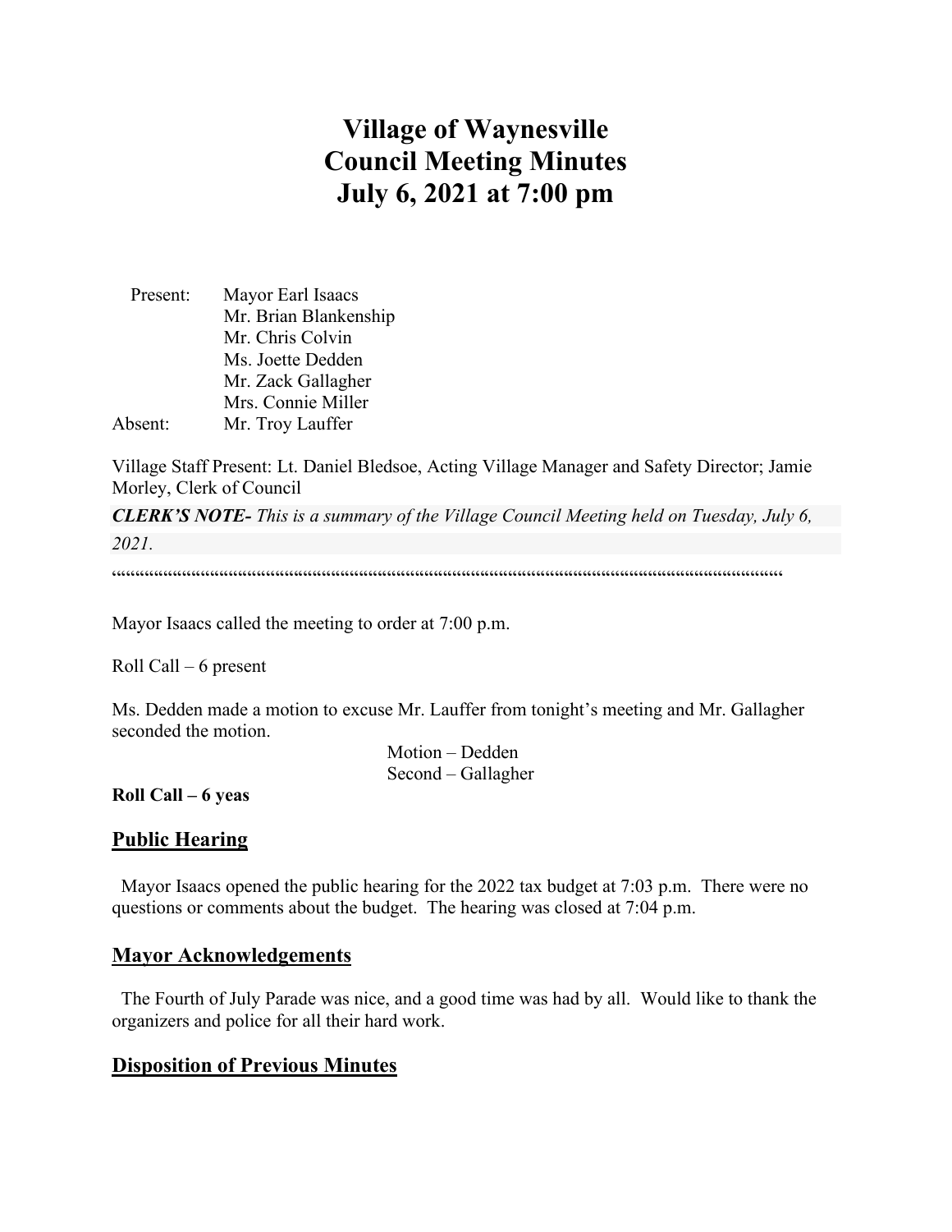# Village of Waynesville
# Council Meeting Minutes
# July 6, 2021 at 7:00 pm

Present: Mayor Earl Isaacs
Mr. Brian Blankenship
Mr. Chris Colvin
Ms. Joette Dedden
Mr. Zack Gallagher
Mrs. Connie Miller

Absent: Mr. Troy Lauffer

Village Staff Present: Lt. Daniel Bledsoe, Acting Village Manager and Safety Director; Jamie Morley, Clerk of Council

***CLERK'S NOTE-*** *This is a summary of the Village Council Meeting held on Tuesday, July 6, 2021.*

""""""""""""""""""""""""""""""""""""""""""""""""""""""""""""""""""""""""""""""""""""""""""""""""""""""""""""""""

Mayor Isaacs called the meeting to order at 7:00 p.m.

Roll Call – 6 present

Ms. Dedden made a motion to excuse Mr. Lauffer from tonight's meeting and Mr. Gallagher seconded the motion.

Motion – Dedden
Second – Gallagher

**Roll Call – 6 yeas**

## Public Hearing

Mayor Isaacs opened the public hearing for the 2022 tax budget at 7:03 p.m. There were no questions or comments about the budget. The hearing was closed at 7:04 p.m.

## Mayor Acknowledgements

The Fourth of July Parade was nice, and a good time was had by all. Would like to thank the organizers and police for all their hard work.

## Disposition of Previous Minutes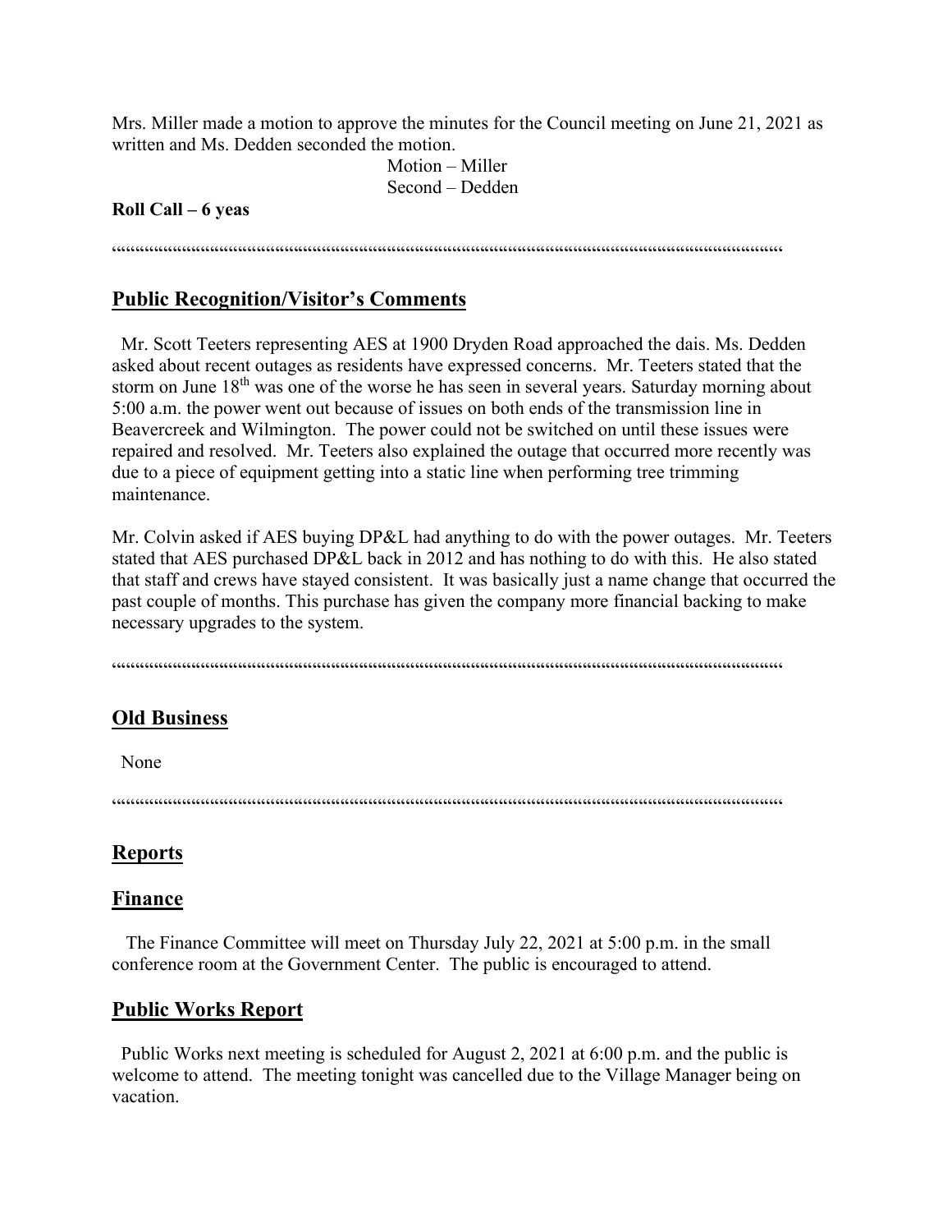Mrs. Miller made a motion to approve the minutes for the Council meeting on June 21, 2021 as written and Ms. Dedden seconded the motion.

Motion – Miller
Second – Dedden

**Roll Call – 6 yeas**

""""""""""""""""""""""""""""""""""""""""""""""""""""""""""""""""""""""""""""""""""""""""""""""""""""""""""""""""""""""""""""""""""""""""""""""""""

## Public Recognition/Visitor's Comments

Mr. Scott Teeters representing AES at 1900 Dryden Road approached the dais. Ms. Dedden asked about recent outages as residents have expressed concerns. Mr. Teeters stated that the storm on June 18th was one of the worse he has seen in several years. Saturday morning about 5:00 a.m. the power went out because of issues on both ends of the transmission line in Beavercreek and Wilmington. The power could not be switched on until these issues were repaired and resolved. Mr. Teeters also explained the outage that occurred more recently was due to a piece of equipment getting into a static line when performing tree trimming maintenance.

Mr. Colvin asked if AES buying DP&L had anything to do with the power outages. Mr. Teeters stated that AES purchased DP&L back in 2012 and has nothing to do with this. He also stated that staff and crews have stayed consistent. It was basically just a name change that occurred the past couple of months. This purchase has given the company more financial backing to make necessary upgrades to the system.

""""""""""""""""""""""""""""""""""""""""""""""""""""""""""""""""""""""""""""""""""""""""""""""""""""""""""""""""""""""""""""""""""""""""""""""""""

## Old Business

None

""""""""""""""""""""""""""""""""""""""""""""""""""""""""""""""""""""""""""""""""""""""""""""""""""""""""""""""""""""""""""""""""""""""""""""""""""

## Reports

## Finance

The Finance Committee will meet on Thursday July 22, 2021 at 5:00 p.m. in the small conference room at the Government Center. The public is encouraged to attend.

## Public Works Report

Public Works next meeting is scheduled for August 2, 2021 at 6:00 p.m. and the public is welcome to attend. The meeting tonight was cancelled due to the Village Manager being on vacation.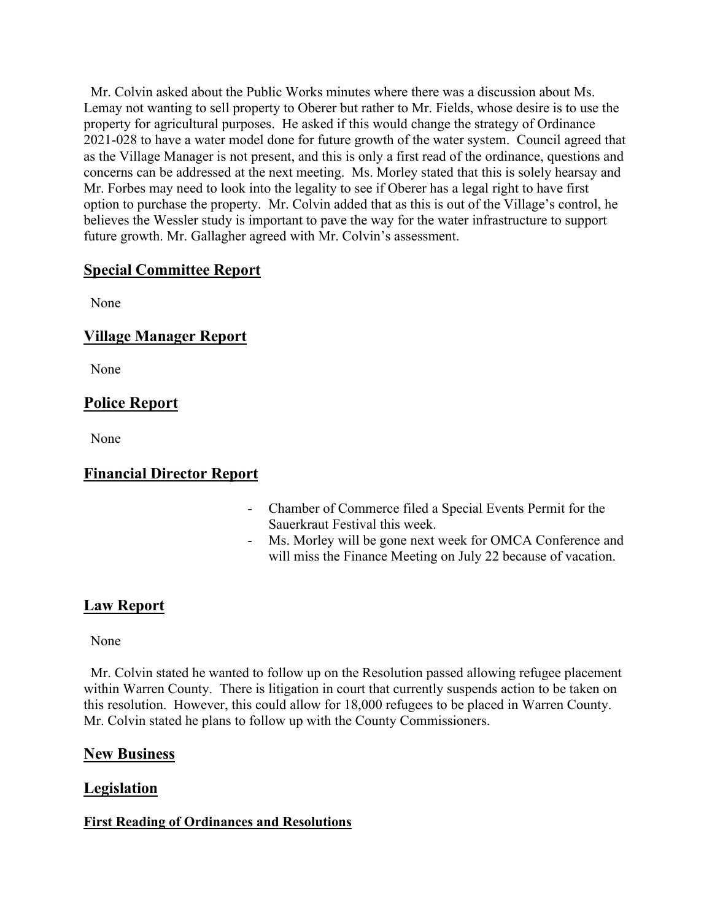Mr. Colvin asked about the Public Works minutes where there was a discussion about Ms. Lemay not wanting to sell property to Oberer but rather to Mr. Fields, whose desire is to use the property for agricultural purposes. He asked if this would change the strategy of Ordinance 2021-028 to have a water model done for future growth of the water system. Council agreed that as the Village Manager is not present, and this is only a first read of the ordinance, questions and concerns can be addressed at the next meeting. Ms. Morley stated that this is solely hearsay and Mr. Forbes may need to look into the legality to see if Oberer has a legal right to have first option to purchase the property. Mr. Colvin added that as this is out of the Village's control, he believes the Wessler study is important to pave the way for the water infrastructure to support future growth. Mr. Gallagher agreed with Mr. Colvin's assessment.

## Special Committee Report

None

## Village Manager Report

None

## Police Report

None

## Financial Director Report

- Chamber of Commerce filed a Special Events Permit for the Sauerkraut Festival this week.
- Ms. Morley will be gone next week for OMCA Conference and will miss the Finance Meeting on July 22 because of vacation.

## Law Report

None

Mr. Colvin stated he wanted to follow up on the Resolution passed allowing refugee placement within Warren County. There is litigation in court that currently suspends action to be taken on this resolution. However, this could allow for 18,000 refugees to be placed in Warren County. Mr. Colvin stated he plans to follow up with the County Commissioners.

## New Business

## Legislation

### First Reading of Ordinances and Resolutions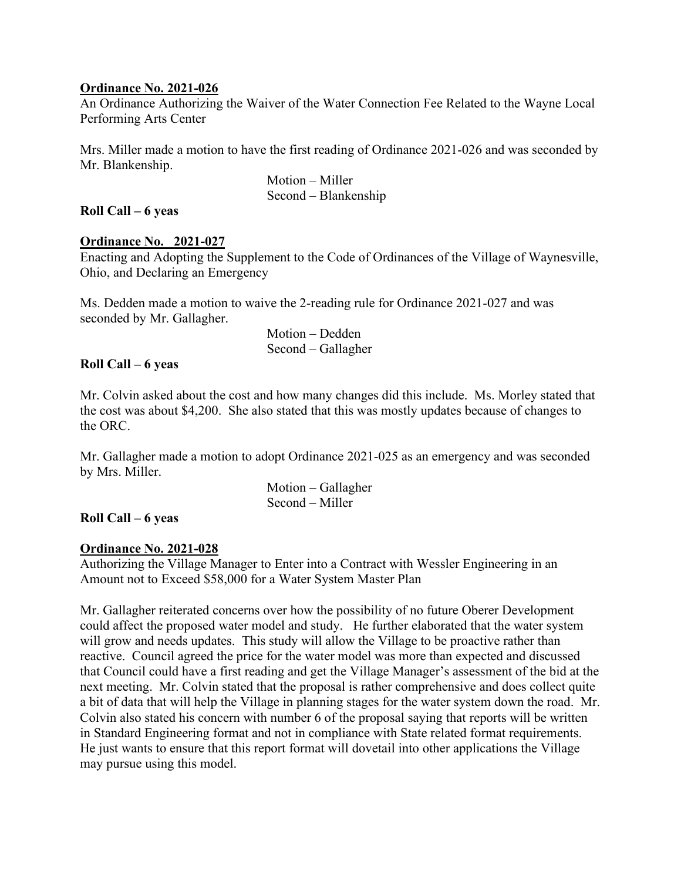**Ordinance No. 2021-026**

An Ordinance Authorizing the Waiver of the Water Connection Fee Related to the Wayne Local Performing Arts Center

Mrs. Miller made a motion to have the first reading of Ordinance 2021-026 and was seconded by Mr. Blankenship.

Motion – Miller
Second – Blankenship

**Roll Call – 6 yeas**

**Ordinance No. 2021-027**

Enacting and Adopting the Supplement to the Code of Ordinances of the Village of Waynesville, Ohio, and Declaring an Emergency

Ms. Dedden made a motion to waive the 2-reading rule for Ordinance 2021-027 and was seconded by Mr. Gallagher.

Motion – Dedden
Second – Gallagher

**Roll Call – 6 yeas**

Mr. Colvin asked about the cost and how many changes did this include. Ms. Morley stated that the cost was about $4,200. She also stated that this was mostly updates because of changes to the ORC.

Mr. Gallagher made a motion to adopt Ordinance 2021-025 as an emergency and was seconded by Mrs. Miller.

Motion – Gallagher
Second – Miller

**Roll Call – 6 yeas**

**Ordinance No. 2021-028**

Authorizing the Village Manager to Enter into a Contract with Wessler Engineering in an Amount not to Exceed $58,000 for a Water System Master Plan

Mr. Gallagher reiterated concerns over how the possibility of no future Oberer Development could affect the proposed water model and study. He further elaborated that the water system will grow and needs updates. This study will allow the Village to be proactive rather than reactive. Council agreed the price for the water model was more than expected and discussed that Council could have a first reading and get the Village Manager's assessment of the bid at the next meeting. Mr. Colvin stated that the proposal is rather comprehensive and does collect quite a bit of data that will help the Village in planning stages for the water system down the road. Mr. Colvin also stated his concern with number 6 of the proposal saying that reports will be written in Standard Engineering format and not in compliance with State related format requirements. He just wants to ensure that this report format will dovetail into other applications the Village may pursue using this model.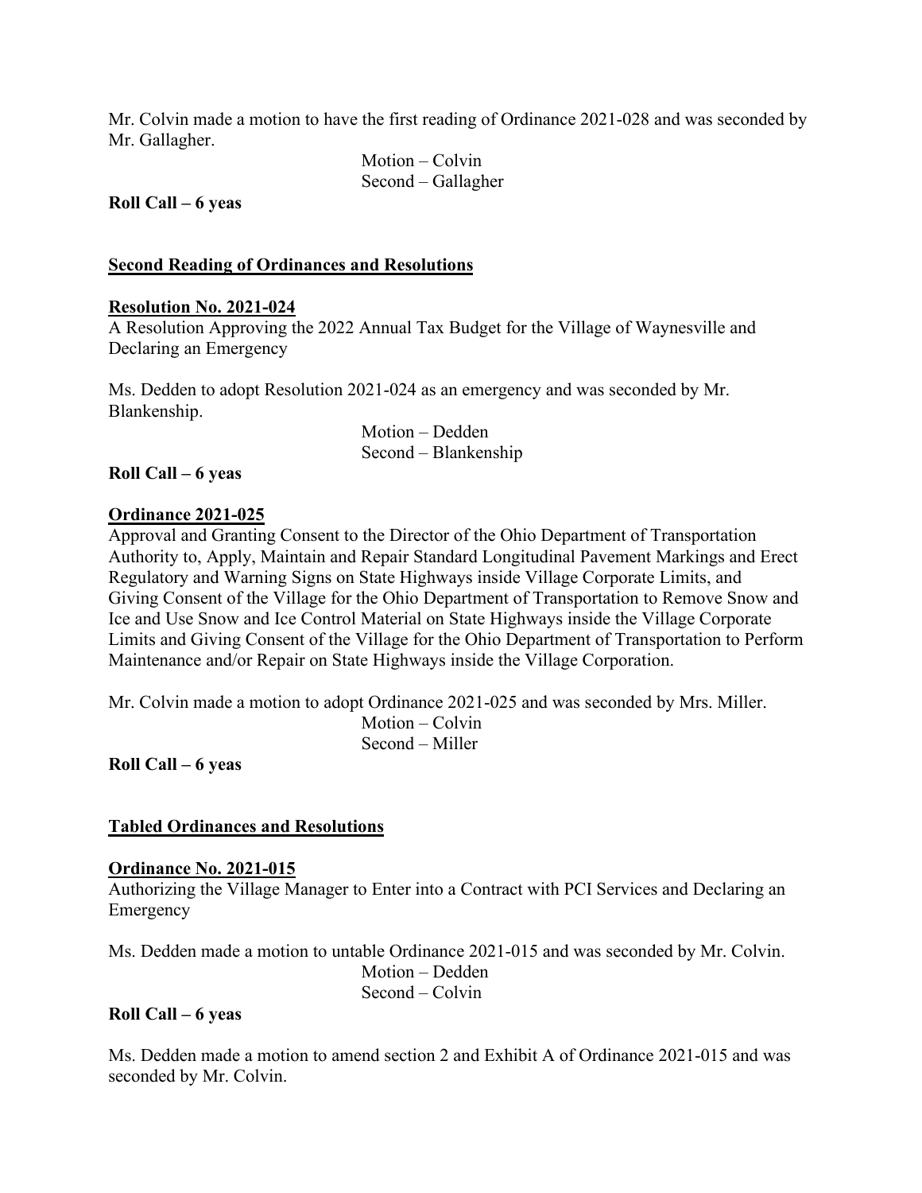Mr. Colvin made a motion to have the first reading of Ordinance 2021-028 and was seconded by Mr. Gallagher.

Motion – Colvin
Second – Gallagher

**Roll Call – 6 yeas**

**Second Reading of Ordinances and Resolutions**

**Resolution No. 2021-024**
A Resolution Approving the 2022 Annual Tax Budget for the Village of Waynesville and Declaring an Emergency

Ms. Dedden to adopt Resolution 2021-024 as an emergency and was seconded by Mr. Blankenship.

Motion – Dedden
Second – Blankenship

**Roll Call – 6 yeas**

**Ordinance 2021-025**
Approval and Granting Consent to the Director of the Ohio Department of Transportation Authority to, Apply, Maintain and Repair Standard Longitudinal Pavement Markings and Erect Regulatory and Warning Signs on State Highways inside Village Corporate Limits, and Giving Consent of the Village for the Ohio Department of Transportation to Remove Snow and Ice and Use Snow and Ice Control Material on State Highways inside the Village Corporate Limits and Giving Consent of the Village for the Ohio Department of Transportation to Perform Maintenance and/or Repair on State Highways inside the Village Corporation.

Mr. Colvin made a motion to adopt Ordinance 2021-025 and was seconded by Mrs. Miller.

Motion – Colvin
Second – Miller

**Roll Call – 6 yeas**

**Tabled Ordinances and Resolutions**

**Ordinance No. 2021-015**
Authorizing the Village Manager to Enter into a Contract with PCI Services and Declaring an Emergency

Ms. Dedden made a motion to untable Ordinance 2021-015 and was seconded by Mr. Colvin.

Motion – Dedden
Second – Colvin

**Roll Call – 6 yeas**

Ms. Dedden made a motion to amend section 2 and Exhibit A of Ordinance 2021-015 and was seconded by Mr. Colvin.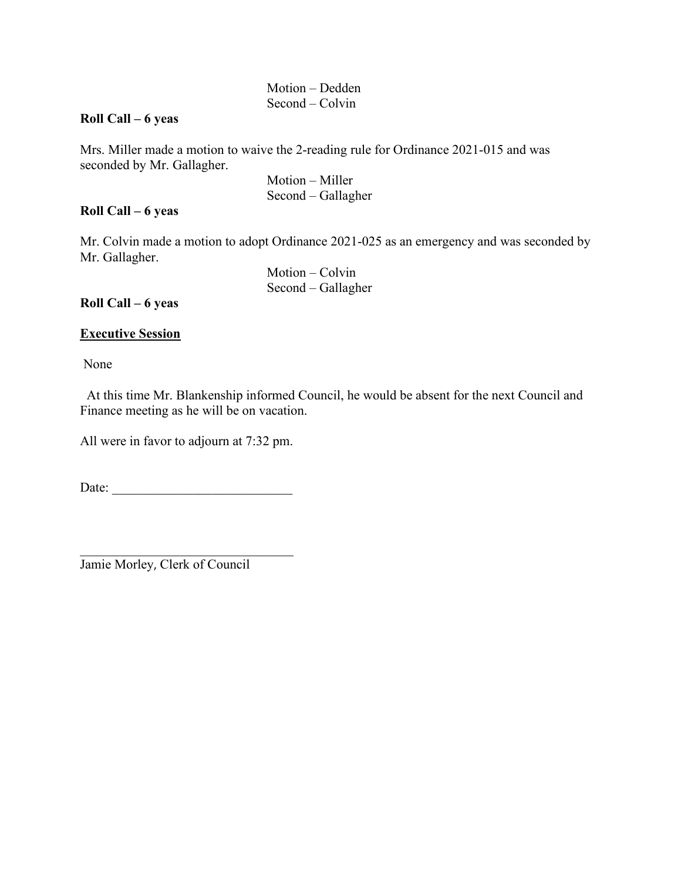Motion – Dedden
Second – Colvin

**Roll Call – 6 yeas**

Mrs. Miller made a motion to waive the 2-reading rule for Ordinance 2021-015 and was seconded by Mr. Gallagher.

Motion – Miller
Second – Gallagher

**Roll Call – 6 yeas**

Mr. Colvin made a motion to adopt Ordinance 2021-025 as an emergency and was seconded by Mr. Gallagher.

Motion – Colvin
Second – Gallagher

**Roll Call – 6 yeas**

**Executive Session**

None

At this time Mr. Blankenship informed Council, he would be absent for the next Council and Finance meeting as he will be on vacation.

All were in favor to adjourn at 7:32 pm.

Date: ___________________________

_________________________________
Jamie Morley, Clerk of Council